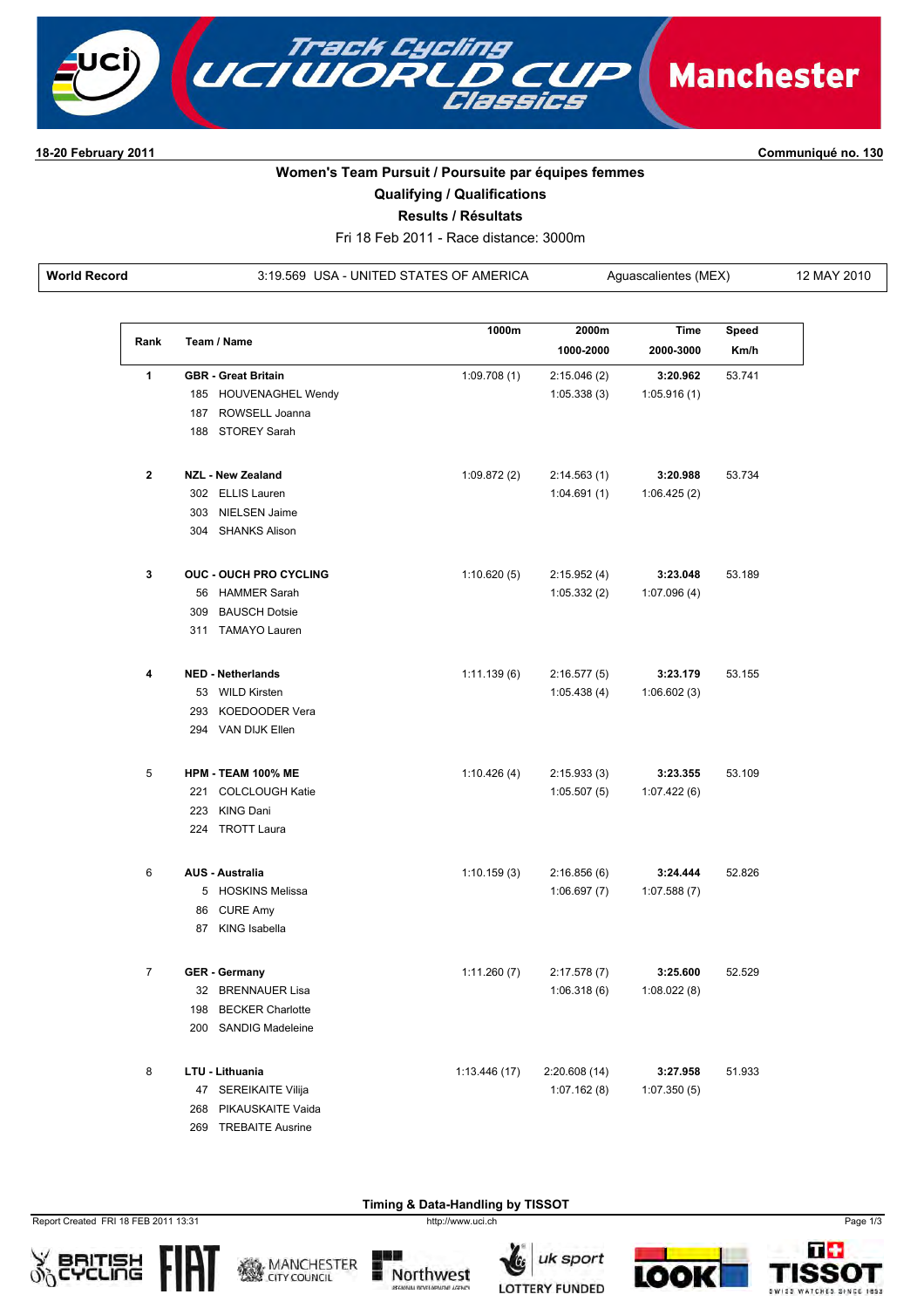18-20 February 2011 — Communiqué no. 130

## Women's Team Pursuit / Poursuite par équipes femmes

### Qualifying / Qualifications

### Results / Résultats

Fri 18 Feb 2011 - Race distance: 3000m

| World Record | 3:19.569 USA - UNITED STATES OF AMERICA | Aguascalientes (MEX) | 12 MAY 2010 |
|---|---|---|---|

| Rank | Team / Name | 1000m | 2000m / 1000-2000 | Time / 2000-3000 | Speed Km/h |
|---|---|---|---|---|---|
| 1 | **GBR - Great Britain** | 1:09.708 (1) | 2:15.046 (2) | **3:20.962** | 53.741 |
| | 185 HOUVENAGHEL Wendy | | 1:05.338 (3) | 1:05.916 (1) | |
| | 187 ROWSELL Joanna | | | | |
| | 188 STOREY Sarah | | | | |
| 2 | **NZL - New Zealand** | 1:09.872 (2) | 2:14.563 (1) | **3:20.988** | 53.734 |
| | 302 ELLIS Lauren | | 1:04.691 (1) | 1:06.425 (2) | |
| | 303 NIELSEN Jaime | | | | |
| | 304 SHANKS Alison | | | | |
| 3 | **OUC - OUCH PRO CYCLING** | 1:10.620 (5) | 2:15.952 (4) | **3:23.048** | 53.189 |
| | 56 HAMMER Sarah | | 1:05.332 (2) | 1:07.096 (4) | |
| | 309 BAUSCH Dotsie | | | | |
| | 311 TAMAYO Lauren | | | | |
| 4 | **NED - Netherlands** | 1:11.139 (6) | 2:16.577 (5) | **3:23.179** | 53.155 |
| | 53 WILD Kirsten | | 1:05.438 (4) | 1:06.602 (3) | |
| | 293 KOEDOODER Vera | | | | |
| | 294 VAN DIJK Ellen | | | | |
| 5 | **HPM - TEAM 100% ME** | 1:10.426 (4) | 2:15.933 (3) | **3:23.355** | 53.109 |
| | 221 COLCLOUGH Katie | | 1:05.507 (5) | 1:07.422 (6) | |
| | 223 KING Dani | | | | |
| | 224 TROTT Laura | | | | |
| 6 | **AUS - Australia** | 1:10.159 (3) | 2:16.856 (6) | **3:24.444** | 52.826 |
| | 5 HOSKINS Melissa | | 1:06.697 (7) | 1:07.588 (7) | |
| | 86 CURE Amy | | | | |
| | 87 KING Isabella | | | | |
| 7 | **GER - Germany** | 1:11.260 (7) | 2:17.578 (7) | **3:25.600** | 52.529 |
| | 32 BRENNAUER Lisa | | 1:06.318 (6) | 1:08.022 (8) | |
| | 198 BECKER Charlotte | | | | |
| | 200 SANDIG Madeleine | | | | |
| 8 | **LTU - Lithuania** | 1:13.446 (17) | 2:20.608 (14) | **3:27.958** | 51.933 |
| | 47 SEREIKAITE Vilija | | 1:07.162 (8) | 1:07.350 (5) | |
| | 268 PIKAUSKAITE Vaida | | | | |
| | 269 TREBAITE Ausrine | | | | |

Timing & Data-Handling by TISSOT

Report Created FRI 18 FEB 2011 13:31 — http://www.uci.ch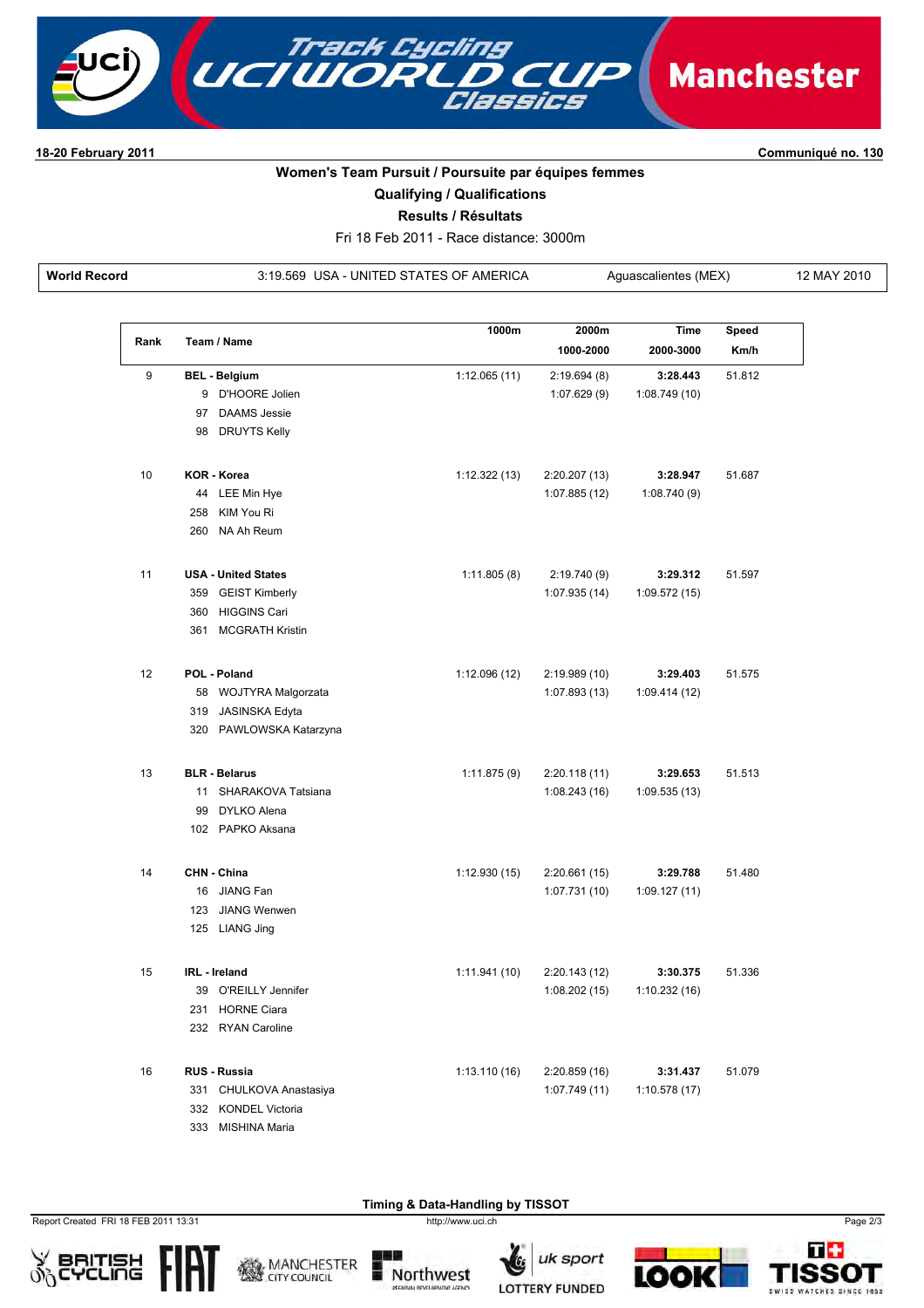18-20 February 2011 — Communiqué no. 130

## Women's Team Pursuit / Poursuite par équipes femmes

### Qualifying / Qualifications

### Results / Résultats

Fri 18 Feb 2011 - Race distance: 3000m

| World Record | 3:19.569 USA - UNITED STATES OF AMERICA | Aguascalientes (MEX) | 12 MAY 2010 |
|---|---|---|---|

| Rank | Team / Name | 1000m | 2000m<br>1000-2000 | Time<br>2000-3000 | Speed<br>Km/h |
|---|---|---|---|---|---|
| 9 | **BEL - Belgium** | 1:12.065 (11) | 2:19.694 (8) | **3:28.443** | 51.812 |
| | 9 D'HOORE Jolien | | 1:07.629 (9) | 1:08.749 (10) | |
| | 97 DAAMS Jessie | | | | |
| | 98 DRUYTS Kelly | | | | |
| 10 | **KOR - Korea** | 1:12.322 (13) | 2:20.207 (13) | **3:28.947** | 51.687 |
| | 44 LEE Min Hye | | 1:07.885 (12) | 1:08.740 (9) | |
| | 258 KIM You Ri | | | | |
| | 260 NA Ah Reum | | | | |
| 11 | **USA - United States** | 1:11.805 (8) | 2:19.740 (9) | **3:29.312** | 51.597 |
| | 359 GEIST Kimberly | | 1:07.935 (14) | 1:09.572 (15) | |
| | 360 HIGGINS Cari | | | | |
| | 361 MCGRATH Kristin | | | | |
| 12 | **POL - Poland** | 1:12.096 (12) | 2:19.989 (10) | **3:29.403** | 51.575 |
| | 58 WOJTYRA Malgorzata | | 1:07.893 (13) | 1:09.414 (12) | |
| | 319 JASINSKA Edyta | | | | |
| | 320 PAWLOWSKA Katarzyna | | | | |
| 13 | **BLR - Belarus** | 1:11.875 (9) | 2:20.118 (11) | **3:29.653** | 51.513 |
| | 11 SHARAKOVA Tatsiana | | 1:08.243 (16) | 1:09.535 (13) | |
| | 99 DYLKO Alena | | | | |
| | 102 PAPKO Aksana | | | | |
| 14 | **CHN - China** | 1:12.930 (15) | 2:20.661 (15) | **3:29.788** | 51.480 |
| | 16 JIANG Fan | | 1:07.731 (10) | 1:09.127 (11) | |
| | 123 JIANG Wenwen | | | | |
| | 125 LIANG Jing | | | | |
| 15 | **IRL - Ireland** | 1:11.941 (10) | 2:20.143 (12) | **3:30.375** | 51.336 |
| | 39 O'REILLY Jennifer | | 1:08.202 (15) | 1:10.232 (16) | |
| | 231 HORNE Ciara | | | | |
| | 232 RYAN Caroline | | | | |
| 16 | **RUS - Russia** | 1:13.110 (16) | 2:20.859 (16) | **3:31.437** | 51.079 |
| | 331 CHULKOVA Anastasiya | | 1:07.749 (11) | 1:10.578 (17) | |
| | 332 KONDEL Victoria | | | | |
| | 333 MISHINA Maria | | | | |

**Timing & Data-Handling by TISSOT**

Report Created FRI 18 FEB 2011 13:31 — http://www.uci.ch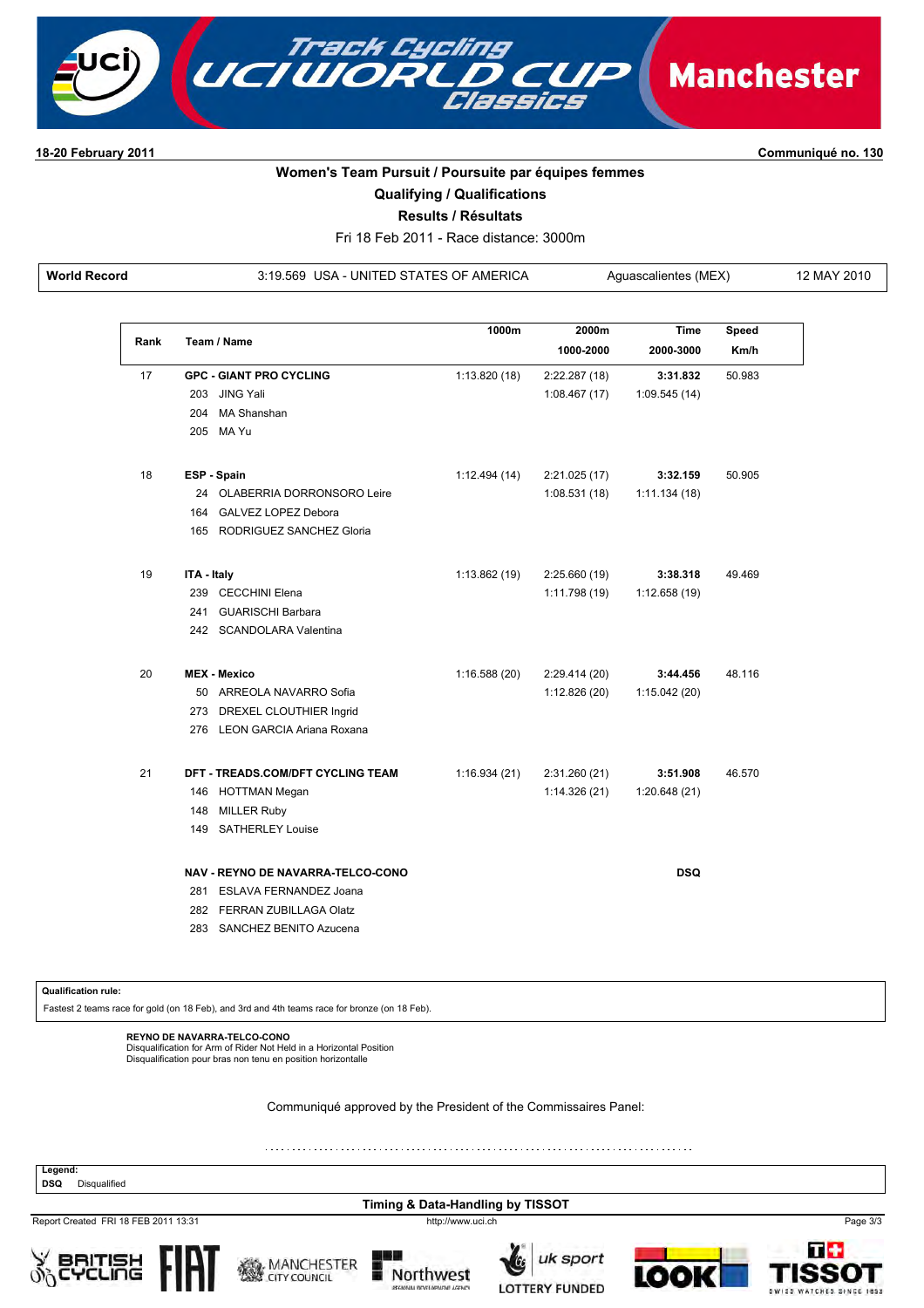18-20 February 2011 — Communiqué no. 130

## Women's Team Pursuit / Poursuite par équipes femmes

### Qualifying / Qualifications

### Results / Résultats

Fri 18 Feb 2011 - Race distance: 3000m

| | | | |
|---|---|---|---|
| **World Record** | 3:19.569 USA - UNITED STATES OF AMERICA | Aguascalientes (MEX) | 12 MAY 2010 |

| Rank | Team / Name | 1000m | 2000m / 1000-2000 | Time / 2000-3000 | Speed Km/h |
|---|---|---|---|---|---|
| 17 | **GPC - GIANT PRO CYCLING** | 1:13.820 (18) | 2:22.287 (18) | **3:31.832** | 50.983 |
| | 203 JING Yali | | 1:08.467 (17) | 1:09.545 (14) | |
| | 204 MA Shanshan | | | | |
| | 205 MA Yu | | | | |
| 18 | **ESP - Spain** | 1:12.494 (14) | 2:21.025 (17) | **3:32.159** | 50.905 |
| | 24 OLABERRIA DORRONSORO Leire | | 1:08.531 (18) | 1:11.134 (18) | |
| | 164 GALVEZ LOPEZ Debora | | | | |
| | 165 RODRIGUEZ SANCHEZ Gloria | | | | |
| 19 | **ITA - Italy** | 1:13.862 (19) | 2:25.660 (19) | **3:38.318** | 49.469 |
| | 239 CECCHINI Elena | | 1:11.798 (19) | 1:12.658 (19) | |
| | 241 GUARISCHI Barbara | | | | |
| | 242 SCANDOLARA Valentina | | | | |
| 20 | **MEX - Mexico** | 1:16.588 (20) | 2:29.414 (20) | **3:44.456** | 48.116 |
| | 50 ARREOLA NAVARRO Sofia | | 1:12.826 (20) | 1:15.042 (20) | |
| | 273 DREXEL CLOUTHIER Ingrid | | | | |
| | 276 LEON GARCIA Ariana Roxana | | | | |
| 21 | **DFT - TREADS.COM/DFT CYCLING TEAM** | 1:16.934 (21) | 2:31.260 (21) | **3:51.908** | 46.570 |
| | 146 HOTTMAN Megan | | 1:14.326 (21) | 1:20.648 (21) | |
| | 148 MILLER Ruby | | | | |
| | 149 SATHERLEY Louise | | | | |
| | **NAV - REYNO DE NAVARRA-TELCO-CONO** | | | **DSQ** | |
| | 281 ESLAVA FERNANDEZ Joana | | | | |
| | 282 FERRAN ZUBILLAGA Olatz | | | | |
| | 283 SANCHEZ BENITO Azucena | | | | |

**Qualification rule:**

Fastest 2 teams race for gold (on 18 Feb), and 3rd and 4th teams race for bronze (on 18 Feb).

**REYNO DE NAVARRA-TELCO-CONO**
Disqualification for Arm of Rider Not Held in a Horizontal Position
Disqualification pour bras non tenu en position horizontalle

Communiqué approved by the President of the Commissaires Panel:

. . . . . . . . . . . . . . . . . . . . . . . . . . . . . . . . . . . . . . . . . . . . . . . . . . . . . .

**Legend:**
**DSQ** Disqualified

Timing & Data-Handling by TISSOT

Report Created FRI 18 FEB 2011 13:31 — http://www.uci.ch